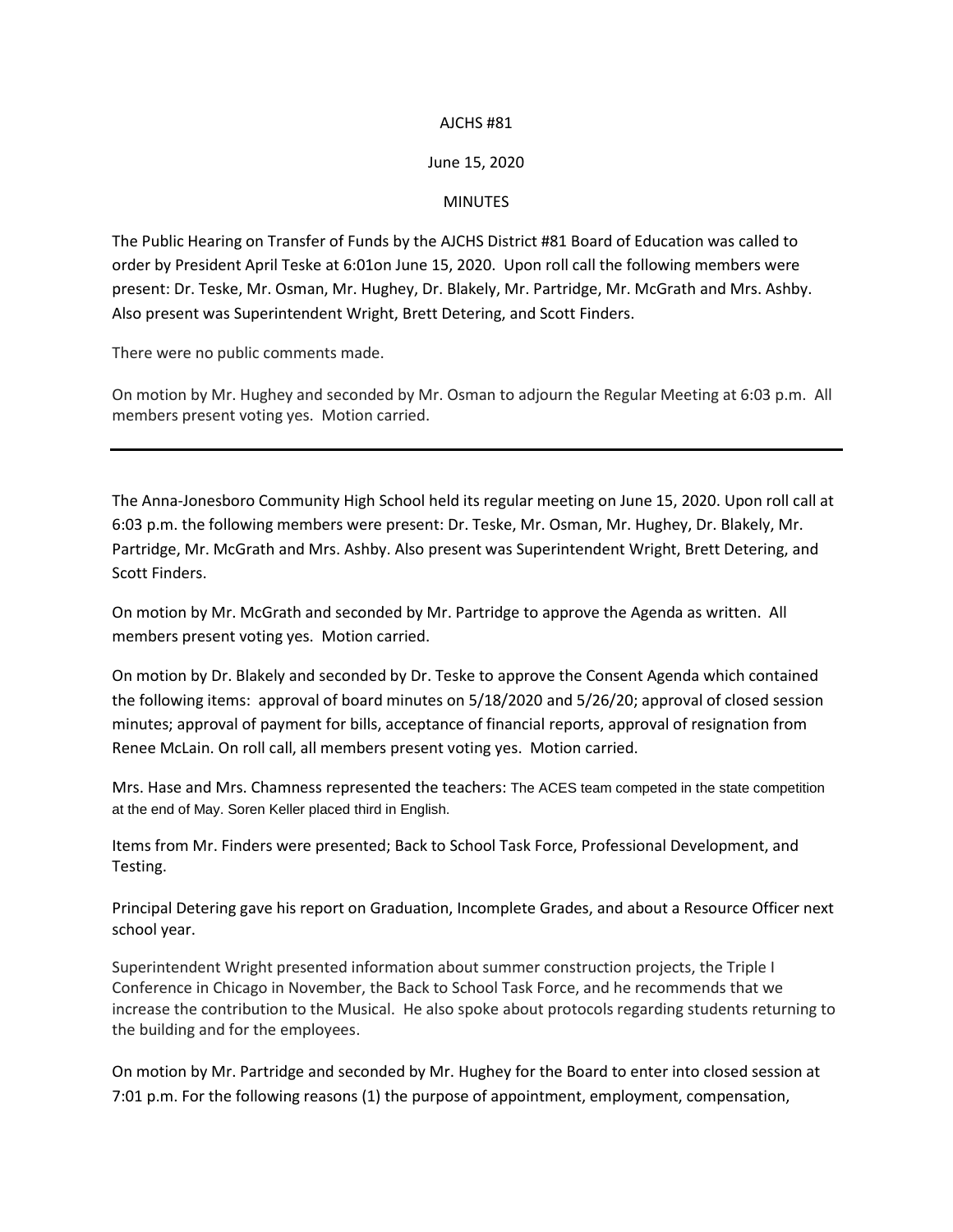AJCHS #81

June 15, 2020

MINUTES

The Public Hearing on Transfer of Funds by the AJCHS District #81 Board of Education was called to order by President April Teske at 6:01on June 15, 2020. Upon roll call the following members were present: Dr. Teske, Mr. Osman, Mr. Hughey, Dr. Blakely, Mr. Partridge, Mr. McGrath and Mrs. Ashby. Also present was Superintendent Wright, Brett Detering, and Scott Finders.

There were no public comments made.

On motion by Mr. Hughey and seconded by Mr. Osman to adjourn the Regular Meeting at 6:03 p.m. All members present voting yes. Motion carried.

---

The Anna-Jonesboro Community High School held its regular meeting on June 15, 2020. Upon roll call at 6:03 p.m. the following members were present: Dr. Teske, Mr. Osman, Mr. Hughey, Dr. Blakely, Mr. Partridge, Mr. McGrath and Mrs. Ashby. Also present was Superintendent Wright, Brett Detering, and Scott Finders.

On motion by Mr. McGrath and seconded by Mr. Partridge to approve the Agenda as written. All members present voting yes. Motion carried.

On motion by Dr. Blakely and seconded by Dr. Teske to approve the Consent Agenda which contained the following items: approval of board minutes on 5/18/2020 and 5/26/20; approval of closed session minutes; approval of payment for bills, acceptance of financial reports, approval of resignation from Renee McLain. On roll call, all members present voting yes. Motion carried.

Mrs. Hase and Mrs. Chamness represented the teachers: The ACES team competed in the state competition at the end of May. Soren Keller placed third in English.

Items from Mr. Finders were presented; Back to School Task Force, Professional Development, and Testing.

Principal Detering gave his report on Graduation, Incomplete Grades, and about a Resource Officer next school year.

Superintendent Wright presented information about summer construction projects, the Triple I Conference in Chicago in November, the Back to School Task Force, and he recommends that we increase the contribution to the Musical. He also spoke about protocols regarding students returning to the building and for the employees.

On motion by Mr. Partridge and seconded by Mr. Hughey for the Board to enter into closed session at 7:01 p.m. For the following reasons (1) the purpose of appointment, employment, compensation,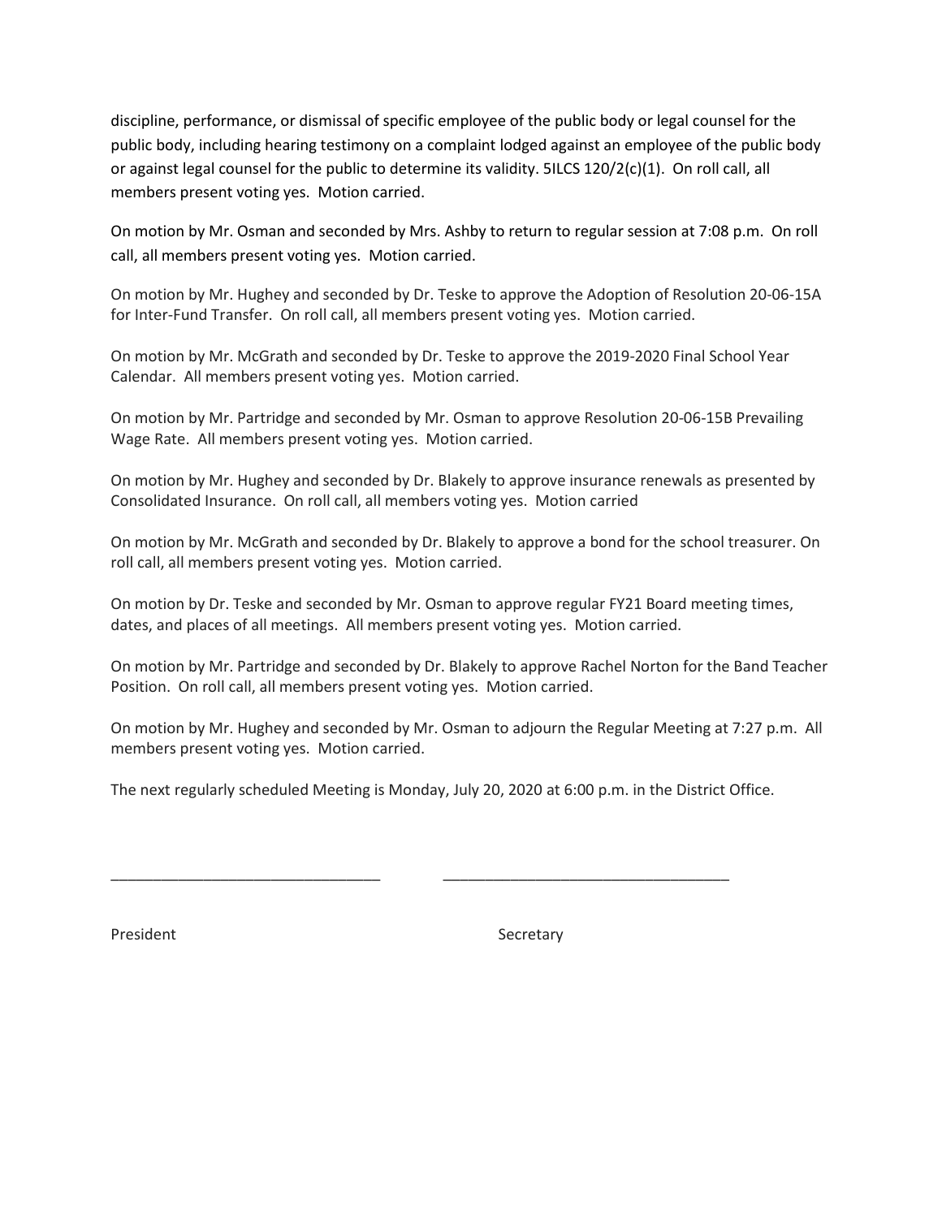discipline, performance, or dismissal of specific employee of the public body or legal counsel for the public body, including hearing testimony on a complaint lodged against an employee of the public body or against legal counsel for the public to determine its validity. 5ILCS 120/2(c)(1). On roll call, all members present voting yes. Motion carried.

On motion by Mr. Osman and seconded by Mrs. Ashby to return to regular session at 7:08 p.m. On roll call, all members present voting yes. Motion carried.

On motion by Mr. Hughey and seconded by Dr. Teske to approve the Adoption of Resolution 20-06-15A for Inter-Fund Transfer. On roll call, all members present voting yes. Motion carried.

On motion by Mr. McGrath and seconded by Dr. Teske to approve the 2019-2020 Final School Year Calendar. All members present voting yes. Motion carried.

On motion by Mr. Partridge and seconded by Mr. Osman to approve Resolution 20-06-15B Prevailing Wage Rate. All members present voting yes. Motion carried.

On motion by Mr. Hughey and seconded by Dr. Blakely to approve insurance renewals as presented by Consolidated Insurance. On roll call, all members voting yes. Motion carried

On motion by Mr. McGrath and seconded by Dr. Blakely to approve a bond for the school treasurer. On roll call, all members present voting yes. Motion carried.

On motion by Dr. Teske and seconded by Mr. Osman to approve regular FY21 Board meeting times, dates, and places of all meetings. All members present voting yes. Motion carried.

On motion by Mr. Partridge and seconded by Dr. Blakely to approve Rachel Norton for the Band Teacher Position. On roll call, all members present voting yes. Motion carried.

On motion by Mr. Hughey and seconded by Mr. Osman to adjourn the Regular Meeting at 7:27 p.m. All members present voting yes. Motion carried.

The next regularly scheduled Meeting is Monday, July 20, 2020 at 6:00 p.m. in the District Office.

\_\_\_\_\_\_\_\_\_\_\_\_\_\_\_\_\_\_\_\_\_\_\_\_\_\_\_\_\_\_\_\_ \_\_\_\_\_\_\_\_\_\_\_\_\_\_\_\_\_\_\_\_\_\_\_\_\_\_\_\_\_\_\_\_\_\_

President Secretary